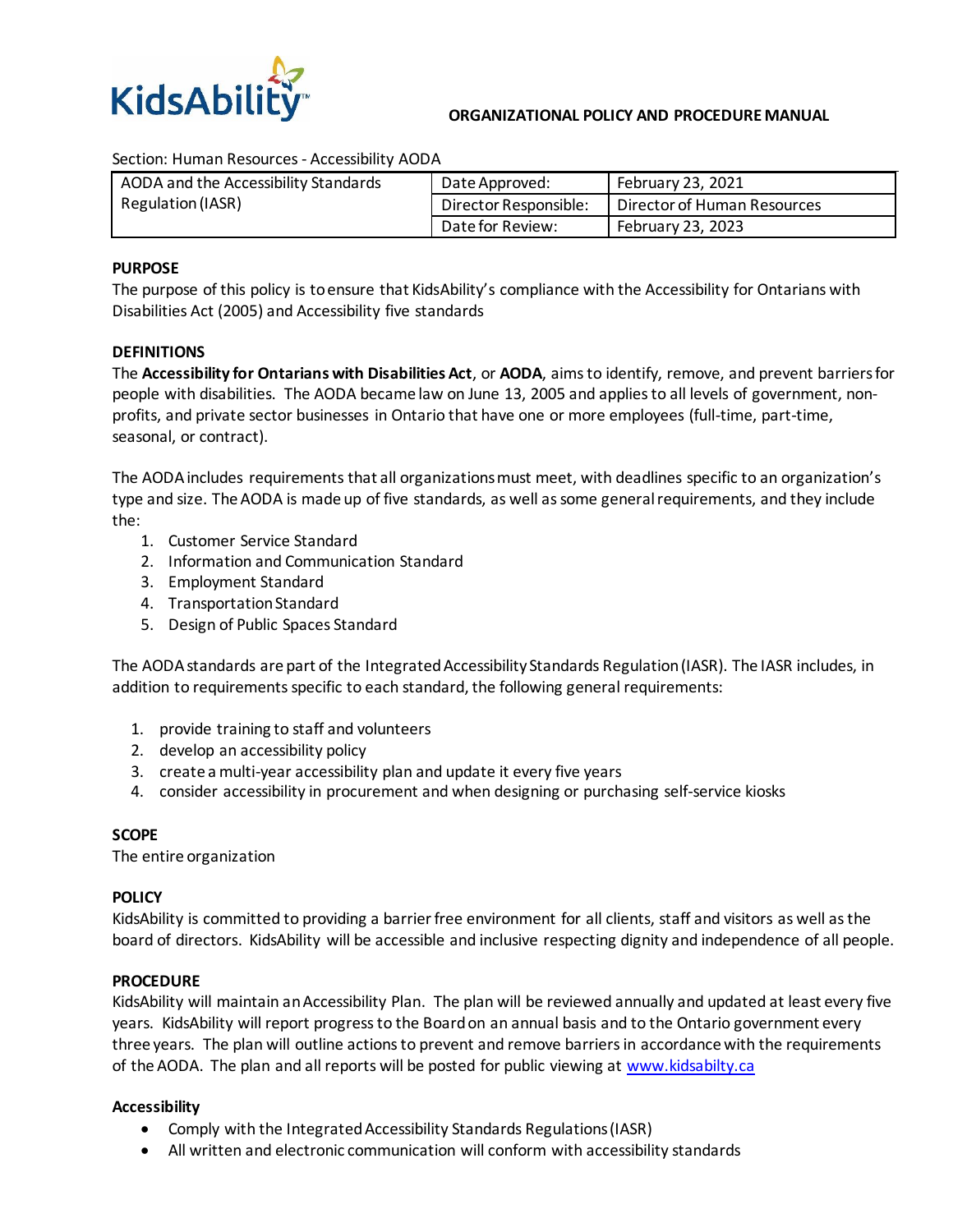KidsAbility

**ORGANIZATIONAL POLICY AND PROCEDURE MANUAL**

Section: Human Resources - Accessibility AODA

| AODA and the Accessibility Standards Regulation (IASR) | Date Approved: | February 23, 2021 |
|---|---|---|
| | Director Responsible: | Director of Human Resources |
| | Date for Review: | February 23, 2023 |

**PURPOSE**

The purpose of this policy is to ensure that KidsAbility's compliance with the Accessibility for Ontarians with Disabilities Act (2005) and Accessibility five standards

**DEFINITIONS**

The **Accessibility for Ontarians with Disabilities Act**, or **AODA**, aims to identify, remove, and prevent barriers for people with disabilities. The AODA became law on June 13, 2005 and applies to all levels of government, non-profits, and private sector businesses in Ontario that have one or more employees (full-time, part-time, seasonal, or contract).

The AODA includes requirements that all organizations must meet, with deadlines specific to an organization's type and size. The AODA is made up of five standards, as well as some general requirements, and they include the:

1. Customer Service Standard
2. Information and Communication Standard
3. Employment Standard
4. Transportation Standard
5. Design of Public Spaces Standard

The AODA standards are part of the Integrated Accessibility Standards Regulation (IASR). The IASR includes, in addition to requirements specific to each standard, the following general requirements:

1. provide training to staff and volunteers
2. develop an accessibility policy
3. create a multi-year accessibility plan and update it every five years
4. consider accessibility in procurement and when designing or purchasing self-service kiosks

**SCOPE**

The entire organization

**POLICY**

KidsAbility is committed to providing a barrier free environment for all clients, staff and visitors as well as the board of directors. KidsAbility will be accessible and inclusive respecting dignity and independence of all people.

**PROCEDURE**

KidsAbility will maintain an Accessibility Plan. The plan will be reviewed annually and updated at least every five years. KidsAbility will report progress to the Board on an annual basis and to the Ontario government every three years. The plan will outline actions to prevent and remove barriers in accordance with the requirements of the AODA. The plan and all reports will be posted for public viewing at [www.kidsabilty.ca](www.kidsabilty.ca)

**Accessibility**

- Comply with the Integrated Accessibility Standards Regulations (IASR)
- All written and electronic communication will conform with accessibility standards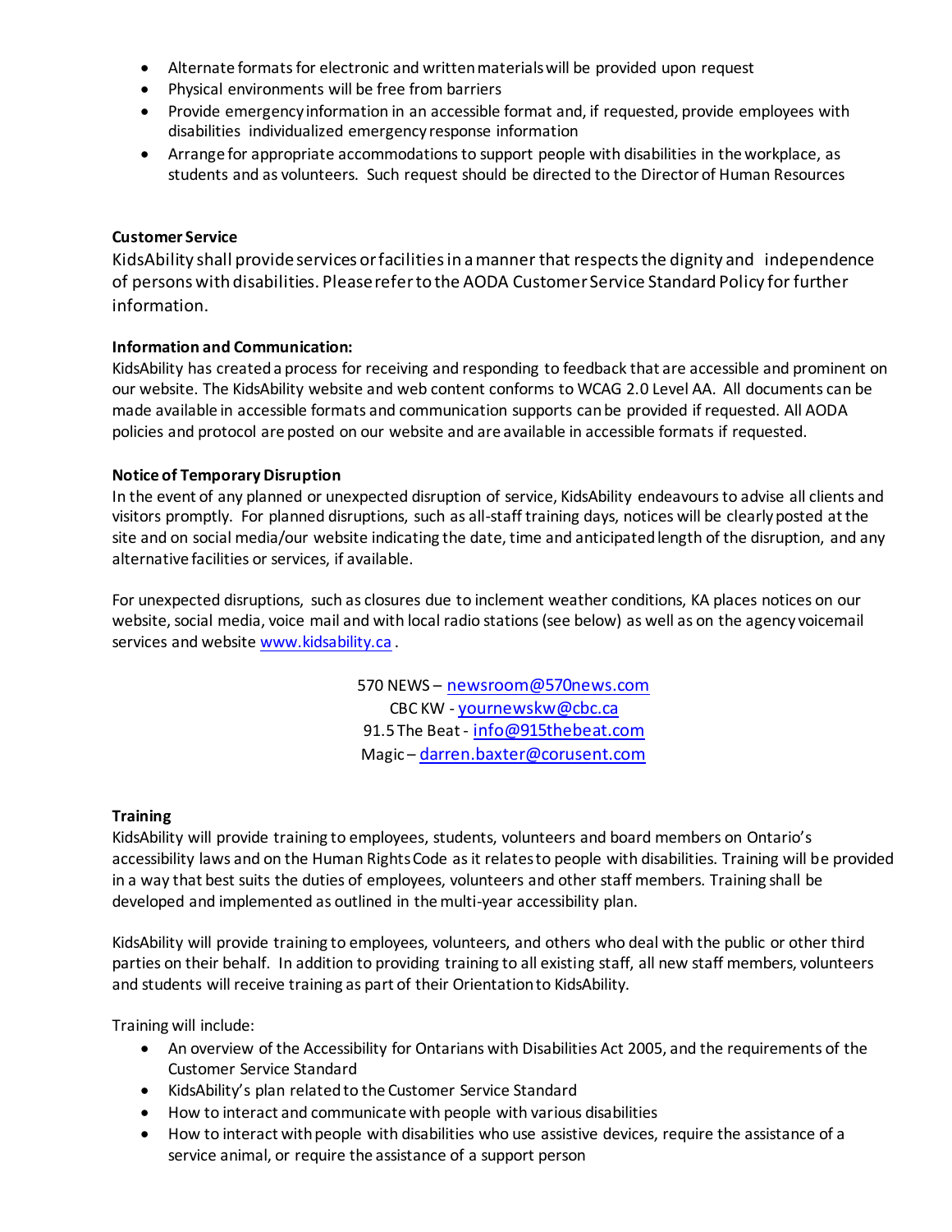- Alternate formats for electronic and written materials will be provided upon request
- Physical environments will be free from barriers
- Provide emergency information in an accessible format and, if requested, provide employees with disabilities individualized emergency response information
- Arrange for appropriate accommodations to support people with disabilities in the workplace, as students and as volunteers. Such request should be directed to the Director of Human Resources

**Customer Service**

KidsAbility shall provide services or facilities in a manner that respects the dignity and independence of persons with disabilities. Please refer to the AODA Customer Service Standard Policy for further information.

**Information and Communication:**

KidsAbility has created a process for receiving and responding to feedback that are accessible and prominent on our website. The KidsAbility website and web content conforms to WCAG 2.0 Level AA. All documents can be made available in accessible formats and communication supports can be provided if requested. All AODA policies and protocol are posted on our website and are available in accessible formats if requested.

**Notice of Temporary Disruption**

In the event of any planned or unexpected disruption of service, KidsAbility endeavours to advise all clients and visitors promptly. For planned disruptions, such as all-staff training days, notices will be clearly posted at the site and on social media/our website indicating the date, time and anticipated length of the disruption, and any alternative facilities or services, if available.

For unexpected disruptions, such as closures due to inclement weather conditions, KA places notices on our website, social media, voice mail and with local radio stations (see below) as well as on the agency voicemail services and website www.kidsability.ca .

570 NEWS – newsroom@570news.com
CBC KW - yournewskw@cbc.ca
91.5 The Beat - info@915thebeat.com
Magic – darren.baxter@corusent.com

**Training**

KidsAbility will provide training to employees, students, volunteers and board members on Ontario's accessibility laws and on the Human Rights Code as it relates to people with disabilities. Training will be provided in a way that best suits the duties of employees, volunteers and other staff members. Training shall be developed and implemented as outlined in the multi-year accessibility plan.

KidsAbility will provide training to employees, volunteers, and others who deal with the public or other third parties on their behalf. In addition to providing training to all existing staff, all new staff members, volunteers and students will receive training as part of their Orientation to KidsAbility.

Training will include:

- An overview of the Accessibility for Ontarians with Disabilities Act 2005, and the requirements of the Customer Service Standard
- KidsAbility's plan related to the Customer Service Standard
- How to interact and communicate with people with various disabilities
- How to interact with people with disabilities who use assistive devices, require the assistance of a service animal, or require the assistance of a support person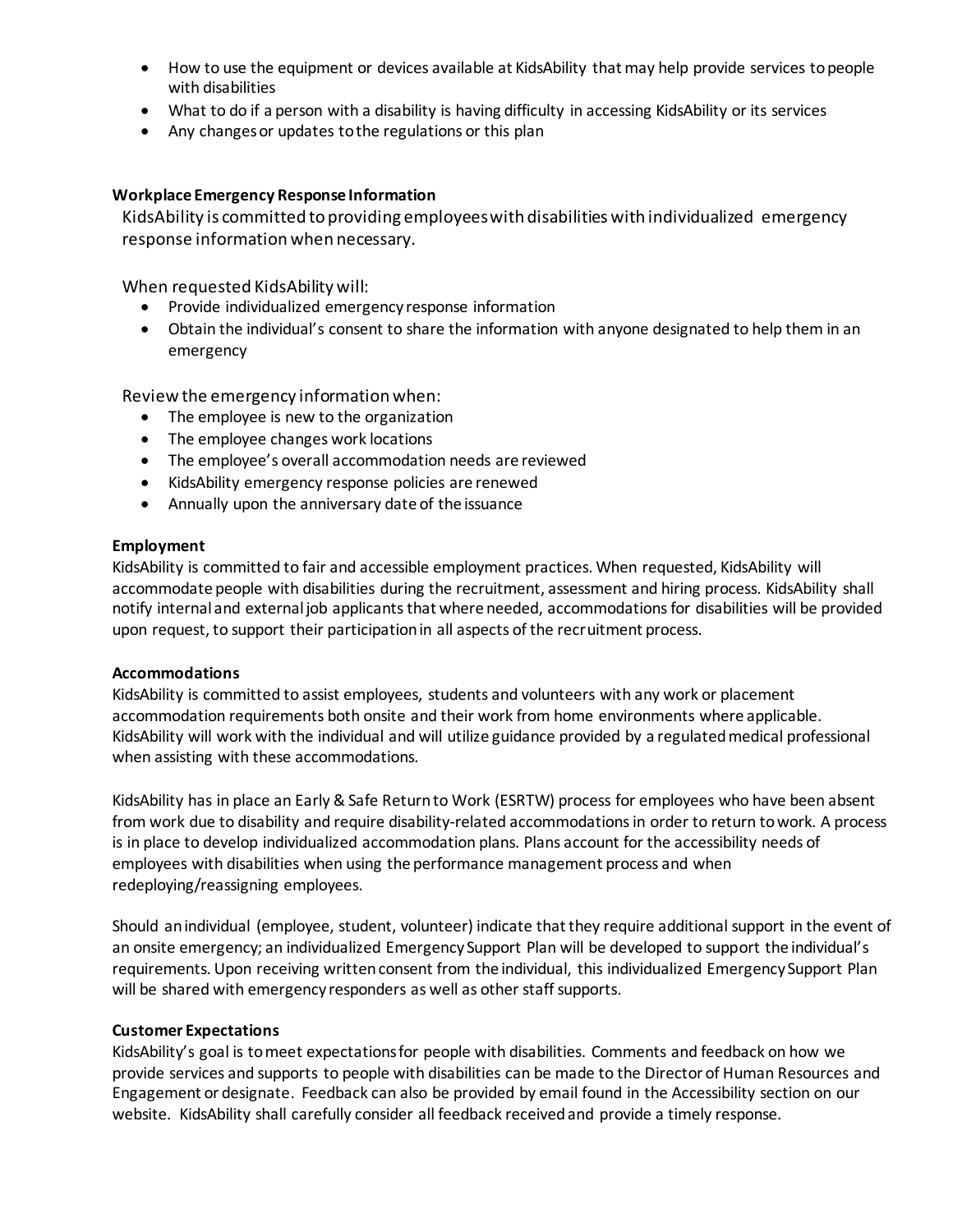- How to use the equipment or devices available at KidsAbility that may help provide services to people with disabilities
- What to do if a person with a disability is having difficulty in accessing KidsAbility or its services
- Any changes or updates to the regulations or this plan

**Workplace Emergency Response Information**

KidsAbility is committed to providing employees with disabilities with individualized emergency response information when necessary.

When requested KidsAbility will:

- Provide individualized emergency response information
- Obtain the individual's consent to share the information with anyone designated to help them in an emergency

Review the emergency information when:

- The employee is new to the organization
- The employee changes work locations
- The employee's overall accommodation needs are reviewed
- KidsAbility emergency response policies are renewed
- Annually upon the anniversary date of the issuance

**Employment**

KidsAbility is committed to fair and accessible employment practices. When requested, KidsAbility will accommodate people with disabilities during the recruitment, assessment and hiring process. KidsAbility shall notify internal and external job applicants that where needed, accommodations for disabilities will be provided upon request, to support their participation in all aspects of the recruitment process.

**Accommodations**

KidsAbility is committed to assist employees, students and volunteers with any work or placement accommodation requirements both onsite and their work from home environments where applicable. KidsAbility will work with the individual and will utilize guidance provided by a regulated medical professional when assisting with these accommodations.

KidsAbility has in place an Early & Safe Return to Work (ESRTW) process for employees who have been absent from work due to disability and require disability-related accommodations in order to return to work. A process is in place to develop individualized accommodation plans. Plans account for the accessibility needs of employees with disabilities when using the performance management process and when redeploying/reassigning employees.

Should an individual (employee, student, volunteer) indicate that they require additional support in the event of an onsite emergency; an individualized Emergency Support Plan will be developed to support the individual's requirements. Upon receiving written consent from the individual, this individualized Emergency Support Plan will be shared with emergency responders as well as other staff supports.

**Customer Expectations**

KidsAbility's goal is to meet expectations for people with disabilities. Comments and feedback on how we provide services and supports to people with disabilities can be made to the Director of Human Resources and Engagement or designate. Feedback can also be provided by email found in the Accessibility section on our website. KidsAbility shall carefully consider all feedback received and provide a timely response.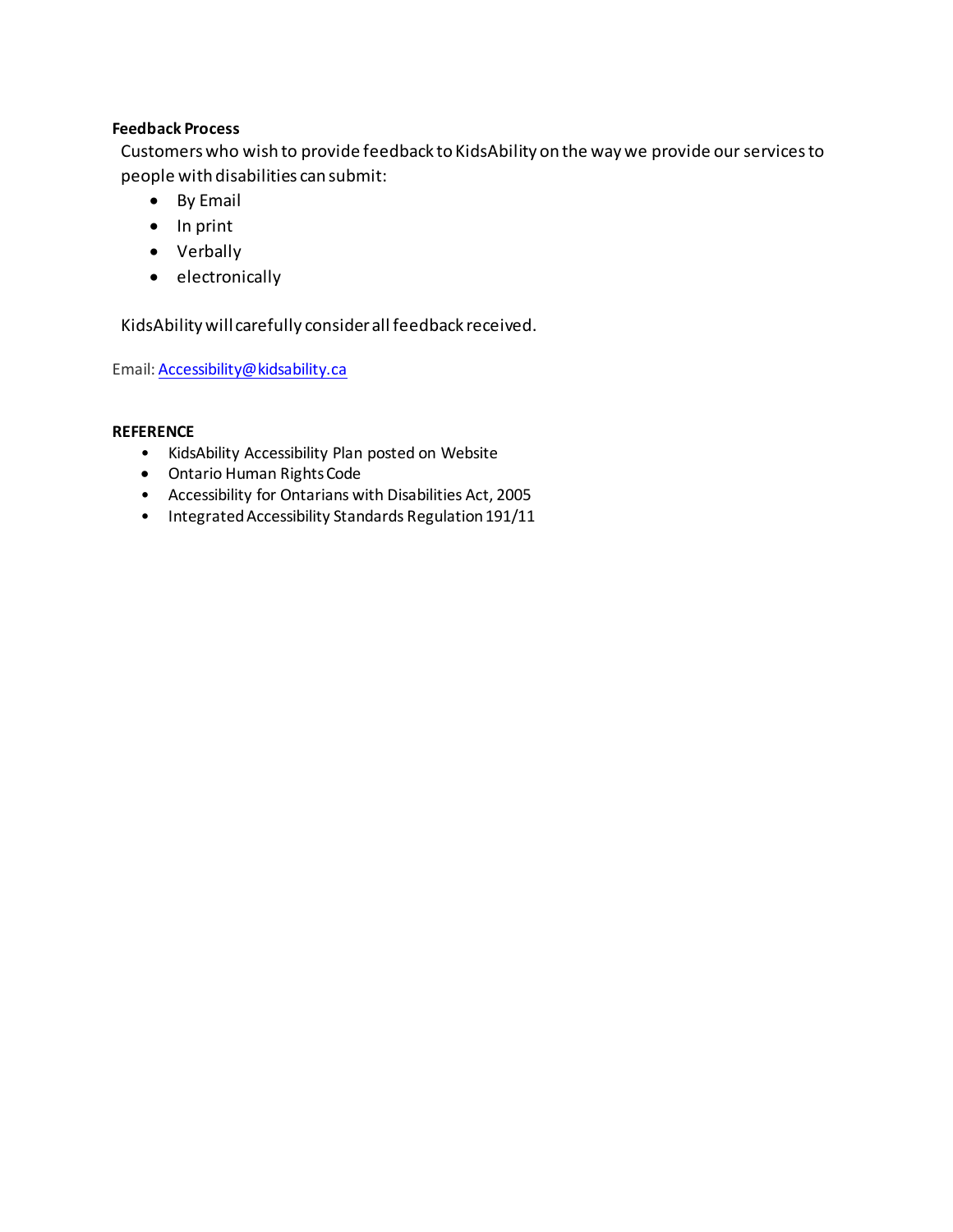**Feedback Process**

Customers who wish to provide feedback to KidsAbility on the way we provide our services to people with disabilities can submit:

- By Email
- In print
- Verbally
- electronically

KidsAbility will carefully consider all feedback received.

Email: Accessibility@kidsability.ca

**REFERENCE**

- KidsAbility Accessibility Plan posted on Website
- Ontario Human Rights Code
- Accessibility for Ontarians with Disabilities Act, 2005
- Integrated Accessibility Standards Regulation 191/11